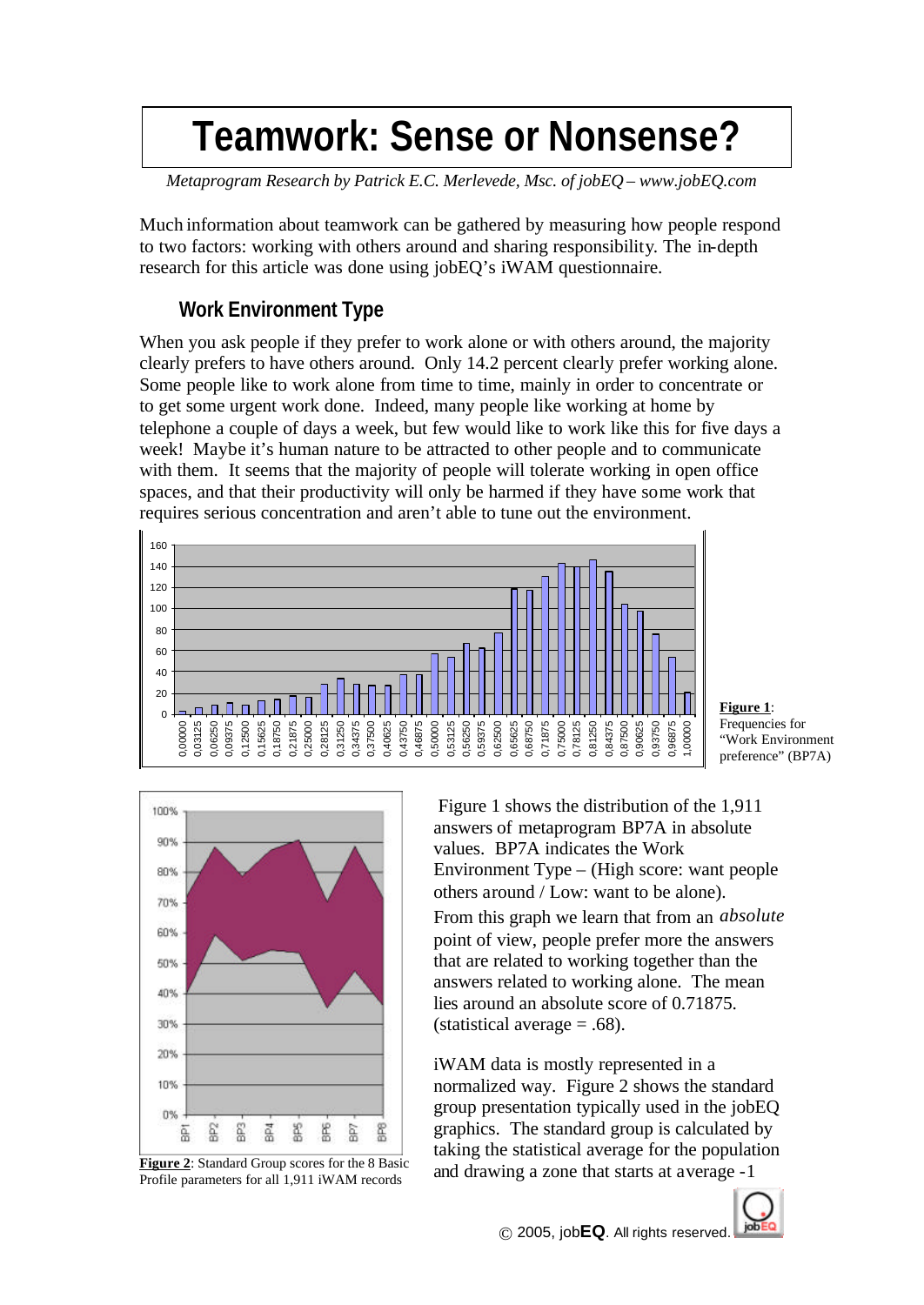# Teamwork: Sense or Nonsense?

*Metaprogram Research by Patrick E.C. Merlevede, Msc. of jobEQ – www.jobEQ.com*

Much information about teamwork can be gathered by measuring how people respond to two factors: working with others around and sharing responsibility. The in-depth research for this article was done using jobEQ's iWAM questionnaire.

## Work Environment Type

When you ask people if they prefer to work alone or with others around, the majority clearly prefers to have others around. Only 14.2 percent clearly prefer working alone. Some people like to work alone from time to time, mainly in order to concentrate or to get some urgent work done. Indeed, many people like working at home by telephone a couple of days a week, but few would like to work like this for five days a week! Maybe it's human nature to be attracted to other people and to communicate with them. It seems that the majority of people will tolerate working in open office spaces, and that their productivity will only be harmed if they have some work that requires serious concentration and aren't able to tune out the environment.

160
140
120
100
80
60
40
20
0

0,00000 0,03125 0,06250 0,09375 0,12500 0,15625 0,18750 0,21875 0,25000 0,28125 0,31250 0,34375 0,37500 0,40625 0,43750 0,46875 0,50000 0,53125 0,56250 0,59375 0,62500 0,65625 0,68750 0,71875 0,75000 0,78125 0,81250 0,84375 0,87500 0,90625 0,93750 0,96875 1,00000

**Figure 1**: Frequencies for "Work Environment preference" (BP7A)

100%
90%
80%
70%
60%
50%
40%
30%
20%
10%
0%

BP1 BP2 BP3 BP4 BP5 BP6 BP7 BP8

**Figure 2**: Standard Group scores for the 8 Basic Profile parameters for all 1,911 iWAM records

Figure 1 shows the distribution of the 1,911 answers of metaprogram BP7A in absolute values. BP7A indicates the Work Environment Type – (High score: want people others around / Low: want to be alone). From this graph we learn that from an *absolute* point of view, people prefer more the answers that are related to working together than the answers related to working alone. The mean lies around an absolute score of 0.71875. (statistical average = .68).

iWAM data is mostly represented in a normalized way. Figure 2 shows the standard group presentation typically used in the jobEQ graphics. The standard group is calculated by taking the statistical average for the population and drawing a zone that starts at average -1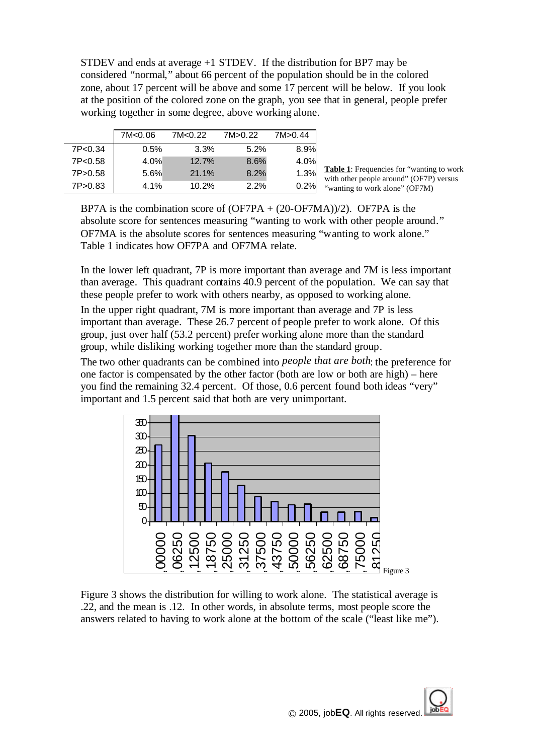STDEV and ends at average +1 STDEV. If the distribution for BP7 may be considered "normal," about 66 percent of the population should be in the colored zone, about 17 percent will be above and some 17 percent will be below. If you look at the position of the colored zone on the graph, you see that in general, people prefer working together in some degree, above working alone.

| | 7M<0.06 | 7M<0.22 | 7M>0.22 | 7M>0.44 |
|---|---|---|---|---|
| 7P<0.34 | 0.5% | 3.3% | 5.2% | 8.9% |
| 7P<0.58 | 4.0% | 12.7% | 8.6% | 4.0% |
| 7P>0.58 | 5.6% | 21.1% | 8.2% | 1.3% |
| 7P>0.83 | 4.1% | 10.2% | 2.2% | 0.2% |

**Table 1**: Frequencies for "wanting to work with other people around" (OF7P) versus "wanting to work alone" (OF7M)

BP7A is the combination score of (OF7PA + (20-OF7MA))/2). OF7PA is the absolute score for sentences measuring "wanting to work with other people around." OF7MA is the absolute scores for sentences measuring "wanting to work alone." Table 1 indicates how OF7PA and OF7MA relate.

In the lower left quadrant, 7P is more important than average and 7M is less important than average. This quadrant contains 40.9 percent of the population. We can say that these people prefer to work with others nearby, as opposed to working alone.

In the upper right quadrant, 7M is more important than average and 7P is less important than average. These 26.7 percent of people prefer to work alone. Of this group, just over half (53.2 percent) prefer working alone more than the standard group, while disliking working together more than the standard group.

The two other quadrants can be combined into *people that are both*: the preference for one factor is compensated by the other factor (both are low or both are high) – here you find the remaining 32.4 percent. Of those, 0.6 percent found both ideas "very" important and 1.5 percent said that both are very unimportant.

350
300
250
200
150
100
50
0

00000
06250
12500
18750
25000
31250
37500
43750
50000
56250
62500
68750
75000
81250

Figure 3

Figure 3 shows the distribution for willing to work alone. The statistical average is .22, and the mean is .12. In other words, in absolute terms, most people score the answers related to having to work alone at the bottom of the scale ("least like me").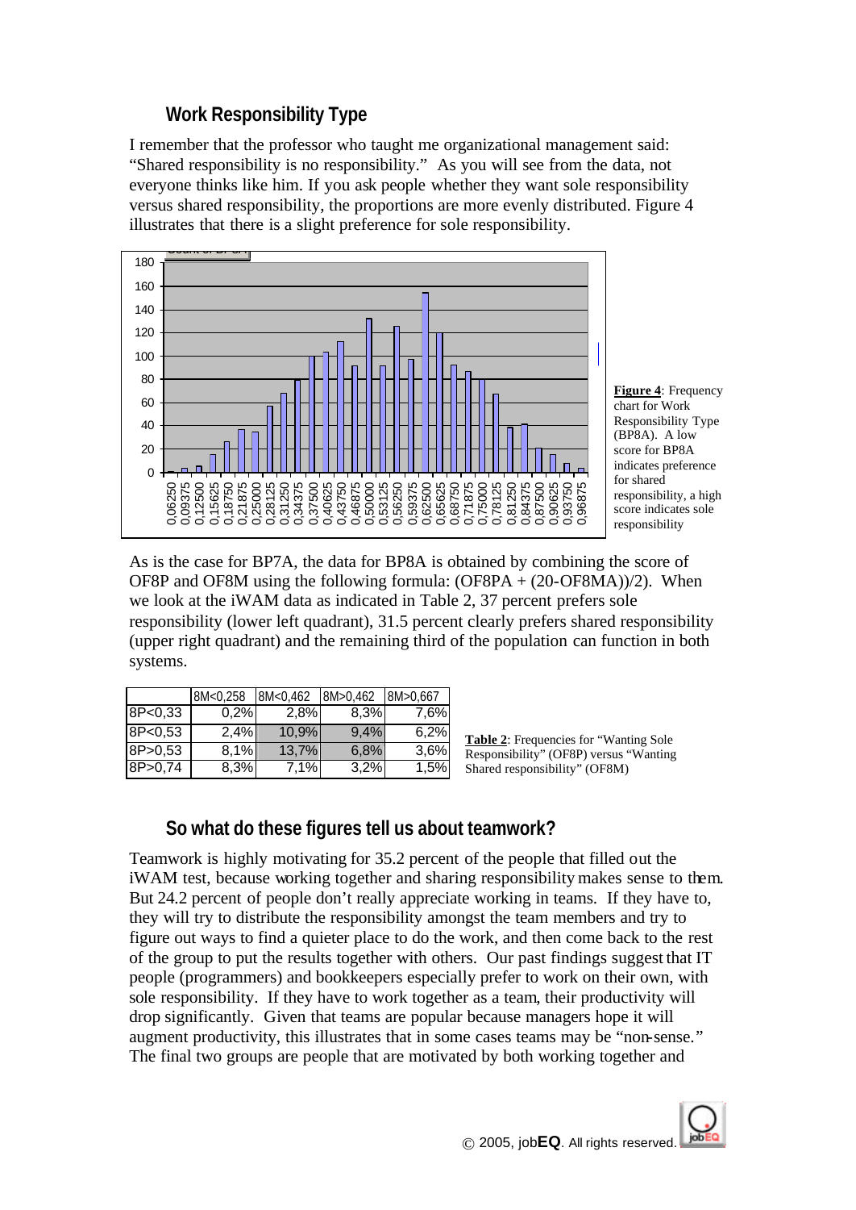## Work Responsibility Type

I remember that the professor who taught me organizational management said: "Shared responsibility is no responsibility." As you will see from the data, not everyone thinks like him. If you ask people whether they want sole responsibility versus shared responsibility, the proportions are more evenly distributed. Figure 4 illustrates that there is a slight preference for sole responsibility.

Count of BP8A

180
160
140
120
100
80
60
40
20
0

0,06250 0,09375 0,12500 0,15625 0,18750 0,21875 0,25000 0,28125 0,31250 0,34375 0,37500 0,40625 0,43750 0,46875 0,50000 0,53125 0,56250 0,59375 0,62500 0,65625 0,68750 0,71875 0,75000 0,78125 0,81250 0,84375 0,87500 0,90625 0,93750 0,96875

**Figure 4**: Frequency chart for Work Responsibility Type (BP8A). A low score for BP8A indicates preference for shared responsibility, a high score indicates sole responsibility

As is the case for BP7A, the data for BP8A is obtained by combining the score of OF8P and OF8M using the following formula: (OF8PA + (20-OF8MA))/2). When we look at the iWAM data as indicated in Table 2, 37 percent prefers sole responsibility (lower left quadrant), 31.5 percent clearly prefers shared responsibility (upper right quadrant) and the remaining third of the population can function in both systems.

| | 8M<0,258 | 8M<0,462 | 8M>0,462 | 8M>0,667 |
|---|---|---|---|---|
| 8P<0,33 | 0,2% | 2,8% | 8,3% | 7,6% |
| 8P<0,53 | 2,4% | 10,9% | 9,4% | 6,2% |
| 8P>0,53 | 8,1% | 13,7% | 6,8% | 3,6% |
| 8P>0,74 | 8,3% | 7,1% | 3,2% | 1,5% |

**Table 2**: Frequencies for "Wanting Sole Responsibility" (OF8P) versus "Wanting Shared responsibility" (OF8M)

## So what do these figures tell us about teamwork?

Teamwork is highly motivating for 35.2 percent of the people that filled out the iWAM test, because working together and sharing responsibility makes sense to them. But 24.2 percent of people don't really appreciate working in teams. If they have to, they will try to distribute the responsibility amongst the team members and try to figure out ways to find a quieter place to do the work, and then come back to the rest of the group to put the results together with others. Our past findings suggest that IT people (programmers) and bookkeepers especially prefer to work on their own, with sole responsibility. If they have to work together as a team, their productivity will drop significantly. Given that teams are popular because managers hope it will augment productivity, this illustrates that in some cases teams may be "non-sense." The final two groups are people that are motivated by both working together and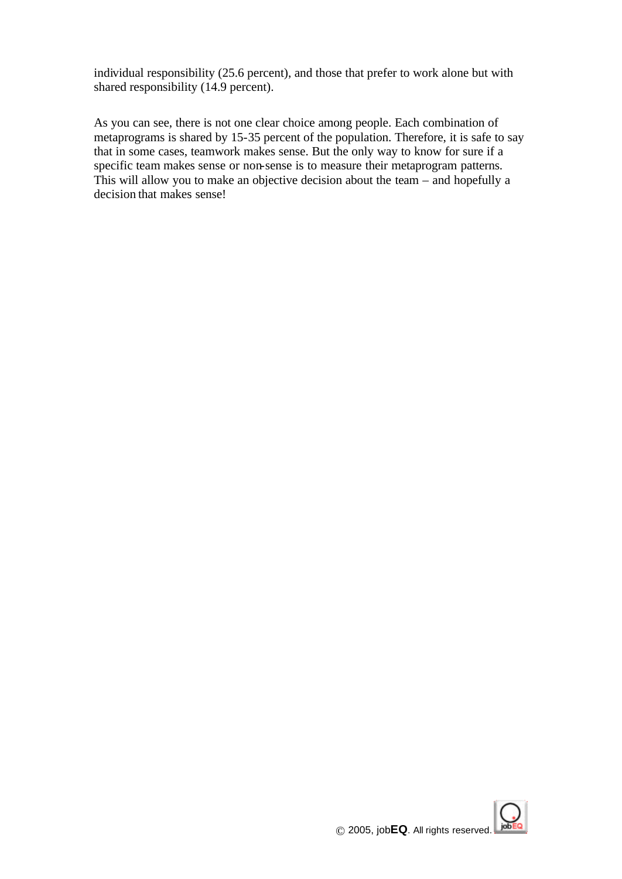individual responsibility (25.6 percent), and those that prefer to work alone but with shared responsibility (14.9 percent).

As you can see, there is not one clear choice among people. Each combination of metaprograms is shared by 15-35 percent of the population. Therefore, it is safe to say that in some cases, teamwork makes sense. But the only way to know for sure if a specific team makes sense or non-sense is to measure their metaprogram patterns. This will allow you to make an objective decision about the team – and hopefully a decision that makes sense!